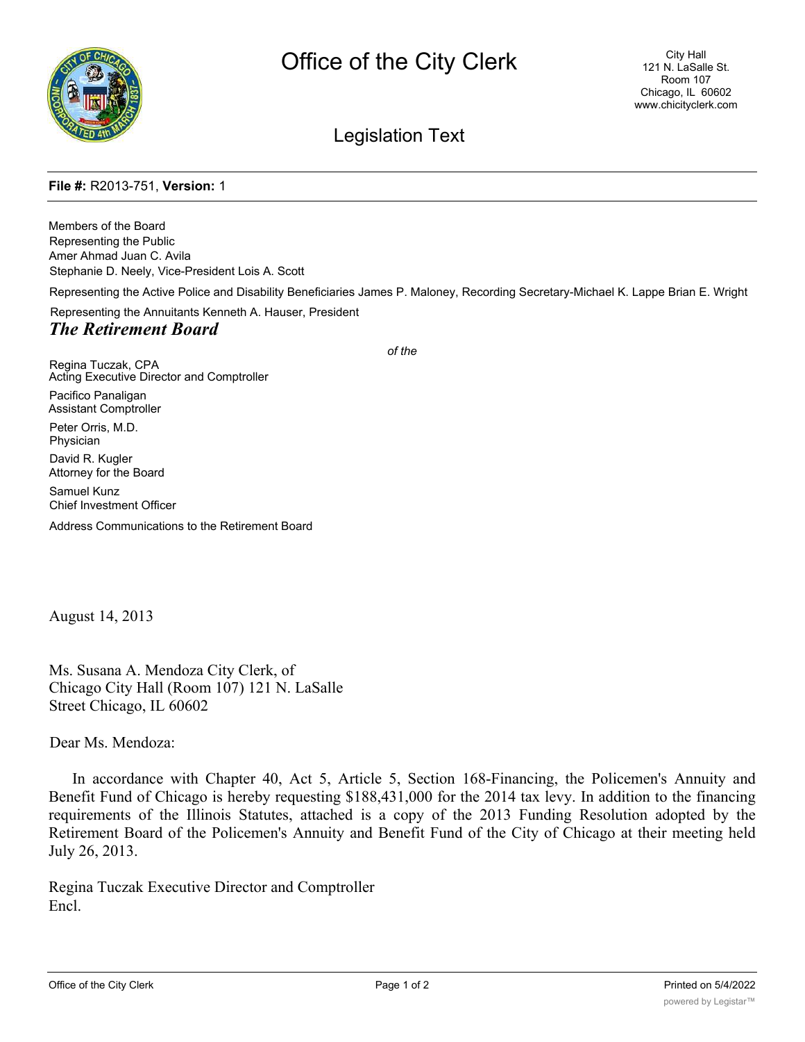# Office of the City Clerk

City Hall
121 N. LaSalle St.
Room 107
Chicago, IL 60602
www.chicityclerk.com

## Legislation Text

**File #:** R2013-751, **Version:** 1

Members of the Board
Representing the Public
Amer Ahmad Juan C. Avila
Stephanie D. Neely, Vice-President Lois A. Scott

Representing the Active Police and Disability Beneficiaries James P. Maloney, Recording Secretary-Michael K. Lappe Brian E. Wright

Representing the Annuitants Kenneth A. Hauser, President

***The Retirement Board***

*of the*

Regina Tuczak, CPA
Acting Executive Director and Comptroller

Pacifico Panaligan
Assistant Comptroller

Peter Orris, M.D.
Physician

David R. Kugler
Attorney for the Board

Samuel Kunz
Chief Investment Officer

Address Communications to the Retirement Board

August 14, 2013

Ms. Susana A. Mendoza City Clerk, of
Chicago City Hall (Room 107) 121 N. LaSalle
Street Chicago, IL 60602

Dear Ms. Mendoza:

In accordance with Chapter 40, Act 5, Article 5, Section 168-Financing, the Policemen's Annuity and Benefit Fund of Chicago is hereby requesting $188,431,000 for the 2014 tax levy. In addition to the financing requirements of the Illinois Statutes, attached is a copy of the 2013 Funding Resolution adopted by the Retirement Board of the Policemen's Annuity and Benefit Fund of the City of Chicago at their meeting held July 26, 2013.

Regina Tuczak Executive Director and Comptroller
Encl.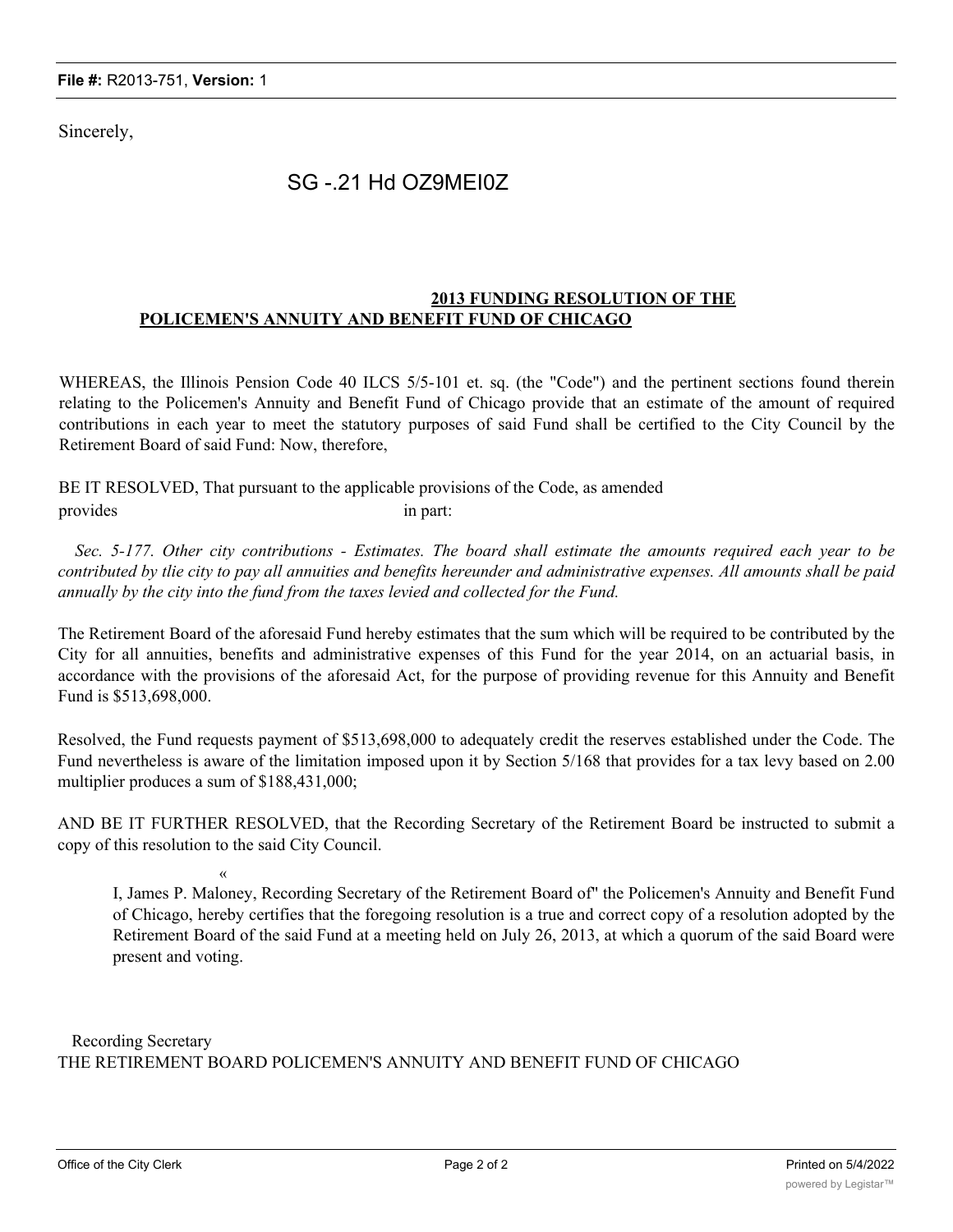Sincerely,

SG -.21 Hd OZ9MEI0Z

**2013 FUNDING RESOLUTION OF THE POLICEMEN'S ANNUITY AND BENEFIT FUND OF CHICAGO**

WHEREAS, the Illinois Pension Code 40 ILCS 5/5-101 et. sq. (the "Code") and the pertinent sections found therein relating to the Policemen's Annuity and Benefit Fund of Chicago provide that an estimate of the amount of required contributions in each year to meet the statutory purposes of said Fund shall be certified to the City Council by the Retirement Board of said Fund: Now, therefore,

BE IT RESOLVED, That pursuant to the applicable provisions of the Code, as amended provides in part:

*Sec. 5-177. Other city contributions - Estimates. The board shall estimate the amounts required each year to be contributed by tlie city to pay all annuities and benefits hereunder and administrative expenses. All amounts shall be paid annually by the city into the fund from the taxes levied and collected for the Fund.*

The Retirement Board of the aforesaid Fund hereby estimates that the sum which will be required to be contributed by the City for all annuities, benefits and administrative expenses of this Fund for the year 2014, on an actuarial basis, in accordance with the provisions of the aforesaid Act, for the purpose of providing revenue for this Annuity and Benefit Fund is $513,698,000.

Resolved, the Fund requests payment of $513,698,000 to adequately credit the reserves established under the Code. The Fund nevertheless is aware of the limitation imposed upon it by Section 5/168 that provides for a tax levy based on 2.00 multiplier produces a sum of $188,431,000;

AND BE IT FURTHER RESOLVED, that the Recording Secretary of the Retirement Board be instructed to submit a copy of this resolution to the said City Council.

«

I, James P. Maloney, Recording Secretary of the Retirement Board of" the Policemen's Annuity and Benefit Fund of Chicago, hereby certifies that the foregoing resolution is a true and correct copy of a resolution adopted by the Retirement Board of the said Fund at a meeting held on July 26, 2013, at which a quorum of the said Board were present and voting.

Recording Secretary
THE RETIREMENT BOARD POLICEMEN'S ANNUITY AND BENEFIT FUND OF CHICAGO